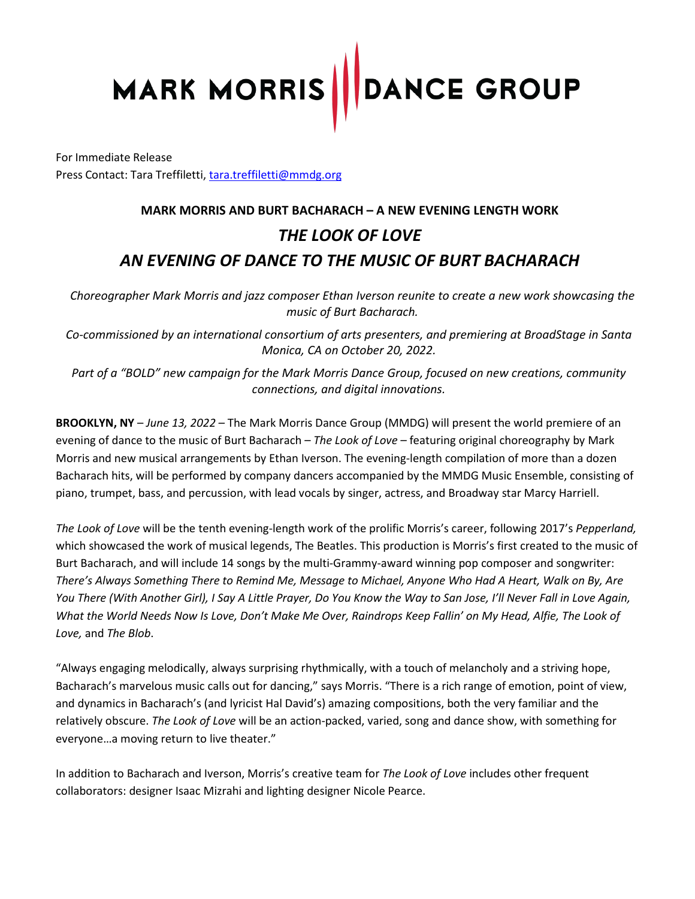# MARK MORRIS DANCE GROUP

For Immediate Release
Press Contact: Tara Treffiletti, tara.treffiletti@mmdg.org

**MARK MORRIS AND BURT BACHARACH – A NEW EVENING LENGTH WORK**

## *THE LOOK OF LOVE*

## *AN EVENING OF DANCE TO THE MUSIC OF BURT BACHARACH*

*Choreographer Mark Morris and jazz composer Ethan Iverson reunite to create a new work showcasing the music of Burt Bacharach.*

*Co-commissioned by an international consortium of arts presenters, and premiering at BroadStage in Santa Monica, CA on October 20, 2022.*

*Part of a "BOLD" new campaign for the Mark Morris Dance Group, focused on new creations, community connections, and digital innovations.*

**BROOKLYN, NY** – *June 13, 2022* – The Mark Morris Dance Group (MMDG) will present the world premiere of an evening of dance to the music of Burt Bacharach – *The Look of Love* – featuring original choreography by Mark Morris and new musical arrangements by Ethan Iverson. The evening-length compilation of more than a dozen Bacharach hits, will be performed by company dancers accompanied by the MMDG Music Ensemble, consisting of piano, trumpet, bass, and percussion, with lead vocals by singer, actress, and Broadway star Marcy Harriell.

*The Look of Love* will be the tenth evening-length work of the prolific Morris's career, following 2017's *Pepperland,* which showcased the work of musical legends, The Beatles. This production is Morris's first created to the music of Burt Bacharach, and will include 14 songs by the multi-Grammy-award winning pop composer and songwriter: *There's Always Something There to Remind Me, Message to Michael, Anyone Who Had A Heart, Walk on By, Are You There (With Another Girl), I Say A Little Prayer, Do You Know the Way to San Jose, I'll Never Fall in Love Again, What the World Needs Now Is Love, Don't Make Me Over, Raindrops Keep Fallin' on My Head, Alfie, The Look of Love,* and *The Blob*.

"Always engaging melodically, always surprising rhythmically, with a touch of melancholy and a striving hope, Bacharach's marvelous music calls out for dancing," says Morris. "There is a rich range of emotion, point of view, and dynamics in Bacharach's (and lyricist Hal David's) amazing compositions, both the very familiar and the relatively obscure. *The Look of Love* will be an action-packed, varied, song and dance show, with something for everyone…a moving return to live theater."

In addition to Bacharach and Iverson, Morris's creative team for *The Look of Love* includes other frequent collaborators: designer Isaac Mizrahi and lighting designer Nicole Pearce.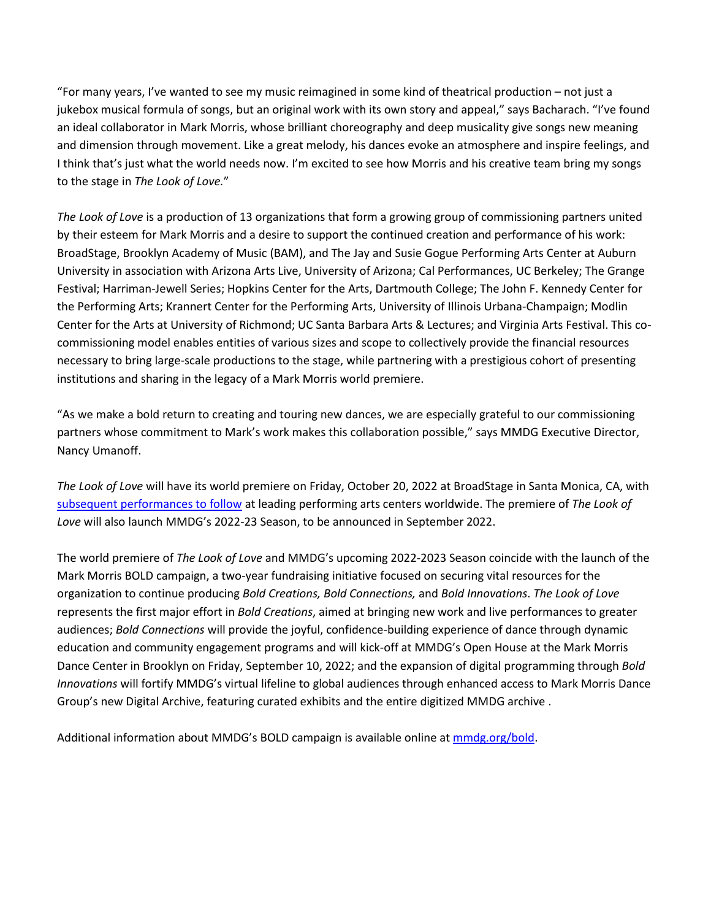"For many years, I've wanted to see my music reimagined in some kind of theatrical production – not just a jukebox musical formula of songs, but an original work with its own story and appeal," says Bacharach. "I've found an ideal collaborator in Mark Morris, whose brilliant choreography and deep musicality give songs new meaning and dimension through movement. Like a great melody, his dances evoke an atmosphere and inspire feelings, and I think that's just what the world needs now. I'm excited to see how Morris and his creative team bring my songs to the stage in *The Look of Love.*"

*The Look of Love* is a production of 13 organizations that form a growing group of commissioning partners united by their esteem for Mark Morris and a desire to support the continued creation and performance of his work: BroadStage, Brooklyn Academy of Music (BAM), and The Jay and Susie Gogue Performing Arts Center at Auburn University in association with Arizona Arts Live, University of Arizona; Cal Performances, UC Berkeley; The Grange Festival; Harriman-Jewell Series; Hopkins Center for the Arts, Dartmouth College; The John F. Kennedy Center for the Performing Arts; Krannert Center for the Performing Arts, University of Illinois Urbana-Champaign; Modlin Center for the Arts at University of Richmond; UC Santa Barbara Arts & Lectures; and Virginia Arts Festival. This co-commissioning model enables entities of various sizes and scope to collectively provide the financial resources necessary to bring large-scale productions to the stage, while partnering with a prestigious cohort of presenting institutions and sharing in the legacy of a Mark Morris world premiere.

"As we make a bold return to creating and touring new dances, we are especially grateful to our commissioning partners whose commitment to Mark's work makes this collaboration possible," says MMDG Executive Director, Nancy Umanoff.

*The Look of Love* will have its world premiere on Friday, October 20, 2022 at BroadStage in Santa Monica, CA, with [subsequent performances to follow] at leading performing arts centers worldwide. The premiere of *The Look of Love* will also launch MMDG's 2022-23 Season, to be announced in September 2022.

The world premiere of *The Look of Love* and MMDG's upcoming 2022-2023 Season coincide with the launch of the Mark Morris BOLD campaign, a two-year fundraising initiative focused on securing vital resources for the organization to continue producing *Bold Creations, Bold Connections,* and *Bold Innovations*. *The Look of Love* represents the first major effort in *Bold Creations*, aimed at bringing new work and live performances to greater audiences; *Bold Connections* will provide the joyful, confidence-building experience of dance through dynamic education and community engagement programs and will kick-off at MMDG's Open House at the Mark Morris Dance Center in Brooklyn on Friday, September 10, 2022; and the expansion of digital programming through *Bold Innovations* will fortify MMDG's virtual lifeline to global audiences through enhanced access to Mark Morris Dance Group's new Digital Archive, featuring curated exhibits and the entire digitized MMDG archive .

Additional information about MMDG's BOLD campaign is available online at [mmdg.org/bold].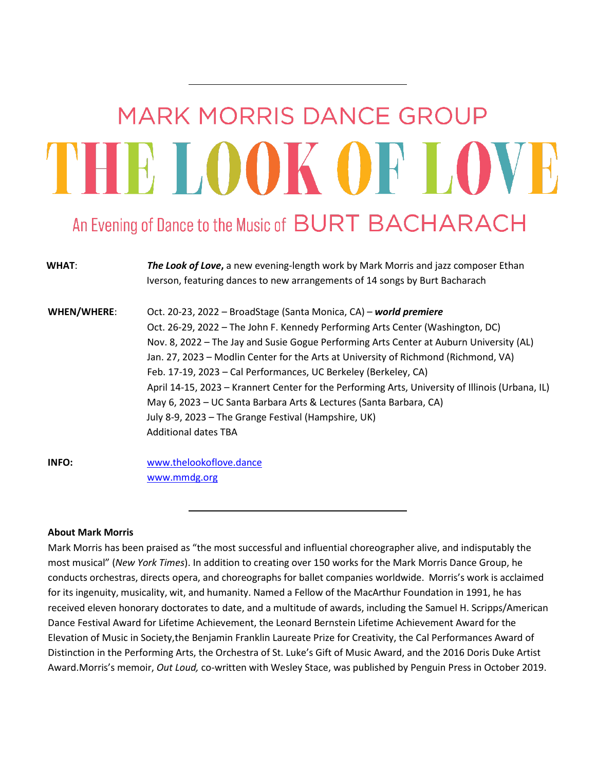---

# MARK MORRIS DANCE GROUP

# THE LOOK OF LOVE

## An Evening of Dance to the Music of BURT BACHARACH

| | |
|---|---|
| **WHAT**: | ***The Look of Love*****,** a new evening-length work by Mark Morris and jazz composer Ethan Iverson, featuring dances to new arrangements of 14 songs by Burt Bacharach |
| **WHEN/WHERE**: | Oct. 20-23, 2022 – BroadStage (Santa Monica, CA) – ***world premiere***<br>Oct. 26-29, 2022 – The John F. Kennedy Performing Arts Center (Washington, DC)<br>Nov. 8, 2022 – The Jay and Susie Gogue Performing Arts Center at Auburn University (AL)<br>Jan. 27, 2023 – Modlin Center for the Arts at University of Richmond (Richmond, VA)<br>Feb. 17-19, 2023 – Cal Performances, UC Berkeley (Berkeley, CA)<br>April 14-15, 2023 – Krannert Center for the Performing Arts, University of Illinois (Urbana, IL)<br>May 6, 2023 – UC Santa Barbara Arts & Lectures (Santa Barbara, CA)<br>July 8-9, 2023 – The Grange Festival (Hampshire, UK)<br>Additional dates TBA |
| **INFO:** | www.thelookoflove.dance<br>www.mmdg.org |

---

**About Mark Morris**

Mark Morris has been praised as "the most successful and influential choreographer alive, and indisputably the most musical" (*New York Times*). In addition to creating over 150 works for the Mark Morris Dance Group, he conducts orchestras, directs opera, and choreographs for ballet companies worldwide. Morris's work is acclaimed for its ingenuity, musicality, wit, and humanity. Named a Fellow of the MacArthur Foundation in 1991, he has received eleven honorary doctorates to date, and a multitude of awards, including the Samuel H. Scripps/American Dance Festival Award for Lifetime Achievement, the Leonard Bernstein Lifetime Achievement Award for the Elevation of Music in Society,the Benjamin Franklin Laureate Prize for Creativity, the Cal Performances Award of Distinction in the Performing Arts, the Orchestra of St. Luke's Gift of Music Award, and the 2016 Doris Duke Artist Award.Morris's memoir, *Out Loud,* co-written with Wesley Stace, was published by Penguin Press in October 2019.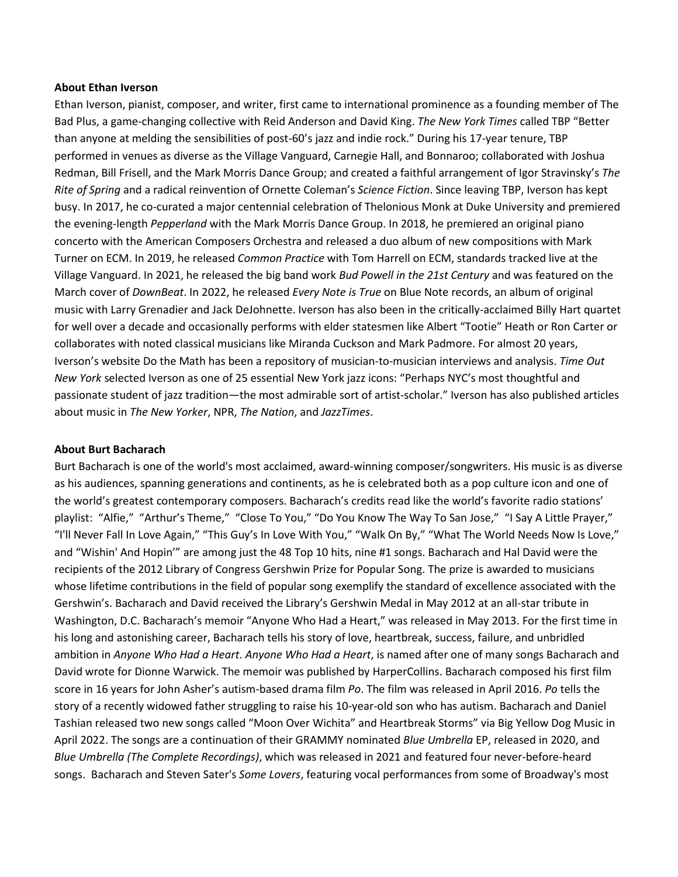**About Ethan Iverson**

Ethan Iverson, pianist, composer, and writer, first came to international prominence as a founding member of The Bad Plus, a game-changing collective with Reid Anderson and David King. *The New York Times* called TBP "Better than anyone at melding the sensibilities of post-60's jazz and indie rock." During his 17-year tenure, TBP performed in venues as diverse as the Village Vanguard, Carnegie Hall, and Bonnaroo; collaborated with Joshua Redman, Bill Frisell, and the Mark Morris Dance Group; and created a faithful arrangement of Igor Stravinsky's *The Rite of Spring* and a radical reinvention of Ornette Coleman's *Science Fiction*. Since leaving TBP, Iverson has kept busy. In 2017, he co-curated a major centennial celebration of Thelonious Monk at Duke University and premiered the evening-length *Pepperland* with the Mark Morris Dance Group. In 2018, he premiered an original piano concerto with the American Composers Orchestra and released a duo album of new compositions with Mark Turner on ECM. In 2019, he released *Common Practice* with Tom Harrell on ECM, standards tracked live at the Village Vanguard. In 2021, he released the big band work *Bud Powell in the 21st Century* and was featured on the March cover of *DownBeat*. In 2022, he released *Every Note is True* on Blue Note records, an album of original music with Larry Grenadier and Jack DeJohnette. Iverson has also been in the critically-acclaimed Billy Hart quartet for well over a decade and occasionally performs with elder statesmen like Albert "Tootie" Heath or Ron Carter or collaborates with noted classical musicians like Miranda Cuckson and Mark Padmore. For almost 20 years, Iverson's website Do the Math has been a repository of musician-to-musician interviews and analysis. *Time Out New York* selected Iverson as one of 25 essential New York jazz icons: "Perhaps NYC's most thoughtful and passionate student of jazz tradition—the most admirable sort of artist-scholar." Iverson has also published articles about music in *The New Yorker*, NPR, *The Nation*, and *JazzTimes*.

**About Burt Bacharach**

Burt Bacharach is one of the world's most acclaimed, award-winning composer/songwriters. His music is as diverse as his audiences, spanning generations and continents, as he is celebrated both as a pop culture icon and one of the world's greatest contemporary composers. Bacharach's credits read like the world's favorite radio stations' playlist: "Alfie," "Arthur's Theme," "Close To You," "Do You Know The Way To San Jose," "I Say A Little Prayer," "I'll Never Fall In Love Again," "This Guy's In Love With You," "Walk On By," "What The World Needs Now Is Love," and "Wishin' And Hopin'" are among just the 48 Top 10 hits, nine #1 songs. Bacharach and Hal David were the recipients of the 2012 Library of Congress Gershwin Prize for Popular Song. The prize is awarded to musicians whose lifetime contributions in the field of popular song exemplify the standard of excellence associated with the Gershwin's. Bacharach and David received the Library's Gershwin Medal in May 2012 at an all-star tribute in Washington, D.C. Bacharach's memoir "Anyone Who Had a Heart," was released in May 2013. For the first time in his long and astonishing career, Bacharach tells his story of love, heartbreak, success, failure, and unbridled ambition in *Anyone Who Had a Heart*. *Anyone Who Had a Heart*, is named after one of many songs Bacharach and David wrote for Dionne Warwick. The memoir was published by HarperCollins. Bacharach composed his first film score in 16 years for John Asher's autism-based drama film *Po*. The film was released in April 2016. *Po* tells the story of a recently widowed father struggling to raise his 10-year-old son who has autism. Bacharach and Daniel Tashian released two new songs called "Moon Over Wichita" and Heartbreak Storms" via Big Yellow Dog Music in April 2022. The songs are a continuation of their GRAMMY nominated *Blue Umbrella* EP, released in 2020, and *Blue Umbrella (The Complete Recordings)*, which was released in 2021 and featured four never-before-heard songs. Bacharach and Steven Sater's *Some Lovers*, featuring vocal performances from some of Broadway's most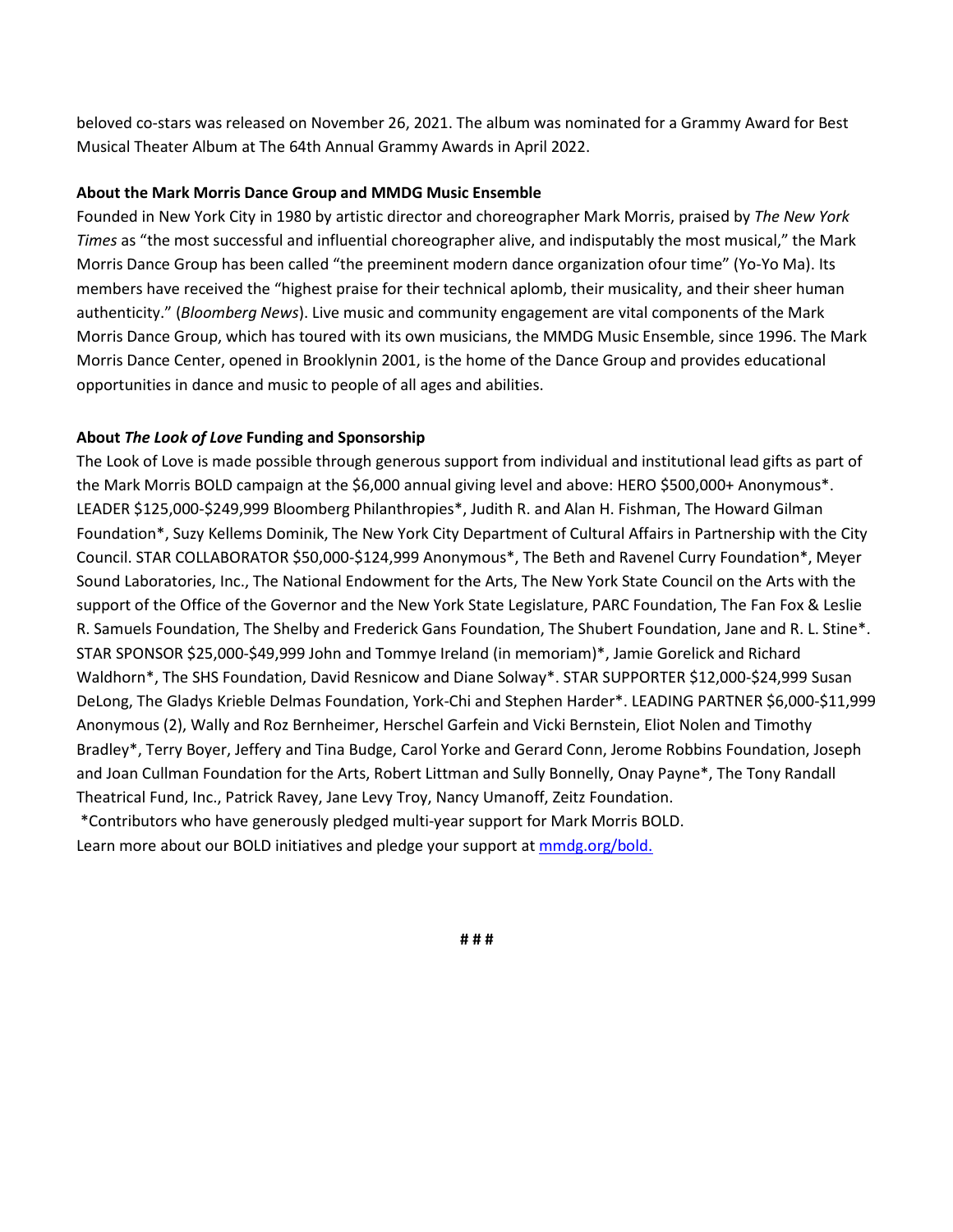beloved co-stars was released on November 26, 2021. The album was nominated for a Grammy Award for Best Musical Theater Album at The 64th Annual Grammy Awards in April 2022.

**About the Mark Morris Dance Group and MMDG Music Ensemble**

Founded in New York City in 1980 by artistic director and choreographer Mark Morris, praised by *The New York Times* as "the most successful and influential choreographer alive, and indisputably the most musical," the Mark Morris Dance Group has been called "the preeminent modern dance organization ofour time" (Yo-Yo Ma). Its members have received the "highest praise for their technical aplomb, their musicality, and their sheer human authenticity." (*Bloomberg News*). Live music and community engagement are vital components of the Mark Morris Dance Group, which has toured with its own musicians, the MMDG Music Ensemble, since 1996. The Mark Morris Dance Center, opened in Brooklynin 2001, is the home of the Dance Group and provides educational opportunities in dance and music to people of all ages and abilities.

**About *The Look of Love* Funding and Sponsorship**

The Look of Love is made possible through generous support from individual and institutional lead gifts as part of the Mark Morris BOLD campaign at the $6,000 annual giving level and above: HERO $500,000+ Anonymous*. LEADER $125,000-$249,999 Bloomberg Philanthropies*, Judith R. and Alan H. Fishman, The Howard Gilman Foundation*, Suzy Kellems Dominik, The New York City Department of Cultural Affairs in Partnership with the City Council. STAR COLLABORATOR $50,000-$124,999 Anonymous*, The Beth and Ravenel Curry Foundation*, Meyer Sound Laboratories, Inc., The National Endowment for the Arts, The New York State Council on the Arts with the support of the Office of the Governor and the New York State Legislature, PARC Foundation, The Fan Fox & Leslie R. Samuels Foundation, The Shelby and Frederick Gans Foundation, The Shubert Foundation, Jane and R. L. Stine*. STAR SPONSOR $25,000-$49,999 John and Tommye Ireland (in memoriam)*, Jamie Gorelick and Richard Waldhorn*, The SHS Foundation, David Resnicow and Diane Solway*. STAR SUPPORTER $12,000-$24,999 Susan DeLong, The Gladys Krieble Delmas Foundation, York-Chi and Stephen Harder*. LEADING PARTNER $6,000-$11,999 Anonymous (2), Wally and Roz Bernheimer, Herschel Garfein and Vicki Bernstein, Eliot Nolen and Timothy Bradley*, Terry Boyer, Jeffery and Tina Budge, Carol Yorke and Gerard Conn, Jerome Robbins Foundation, Joseph and Joan Cullman Foundation for the Arts, Robert Littman and Sully Bonnelly, Onay Payne*, The Tony Randall Theatrical Fund, Inc., Patrick Ravey, Jane Levy Troy, Nancy Umanoff, Zeitz Foundation.

*Contributors who have generously pledged multi-year support for Mark Morris BOLD.

Learn more about our BOLD initiatives and pledge your support at [mmdg.org/bold.](mmdg.org/bold)

# # #